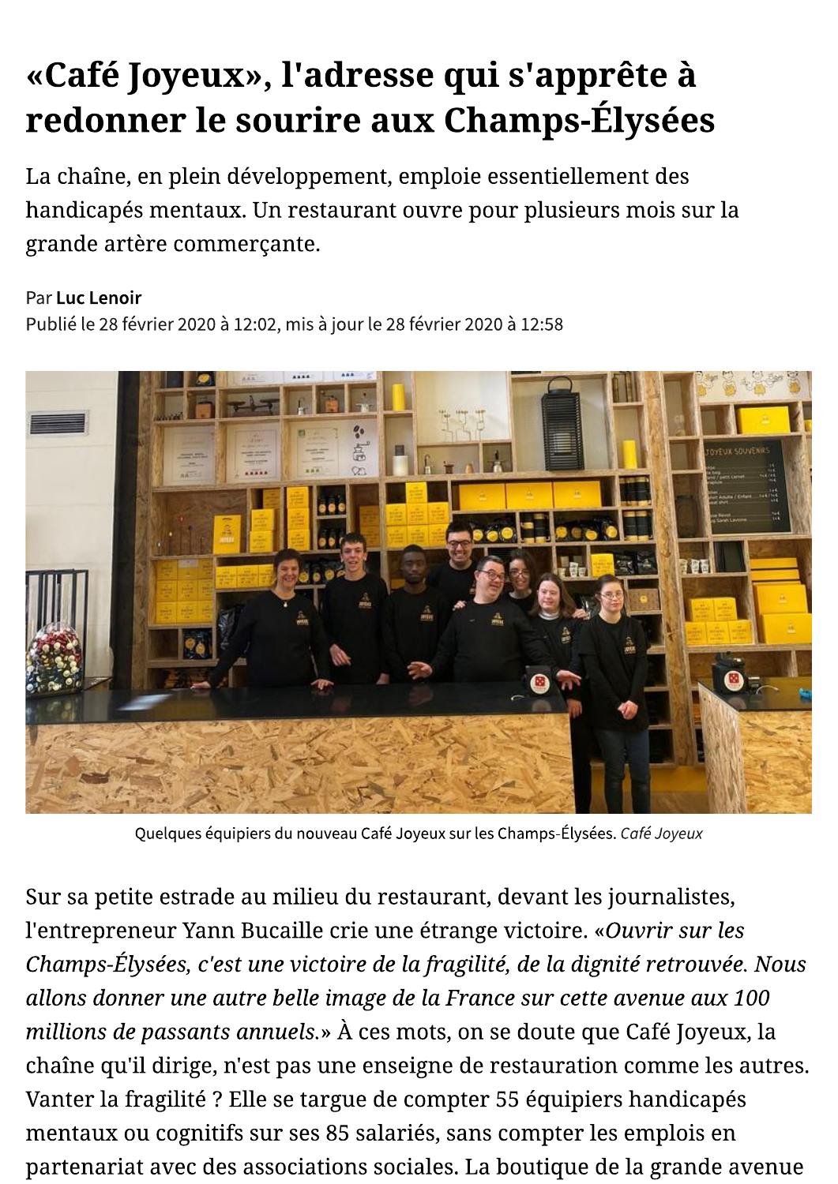# «Café Joyeux», l'adresse qui s'apprête à redonner le sourire aux Champs-Élysées

La chaîne, en plein développement, emploie essentiellement des handicapés mentaux. Un restaurant ouvre pour plusieurs mois sur la grande artère commerçante.

Par **Luc Lenoir**

Publié le 28 février 2020 à 12:02, mis à jour le 28 février 2020 à 12:58

Quelques équipiers du nouveau Café Joyeux sur les Champs-Élysées. *Café Joyeux*

Sur sa petite estrade au milieu du restaurant, devant les journalistes, l'entrepreneur Yann Bucaille crie une étrange victoire. «*Ouvrir sur les Champs-Élysées, c'est une victoire de la fragilité, de la dignité retrouvée. Nous allons donner une autre belle image de la France sur cette avenue aux 100 millions de passants annuels.*» À ces mots, on se doute que Café Joyeux, la chaîne qu'il dirige, n'est pas une enseigne de restauration comme les autres. Vanter la fragilité ? Elle se targue de compter 55 équipiers handicapés mentaux ou cognitifs sur ses 85 salariés, sans compter les emplois en partenariat avec des associations sociales. La boutique de la grande avenue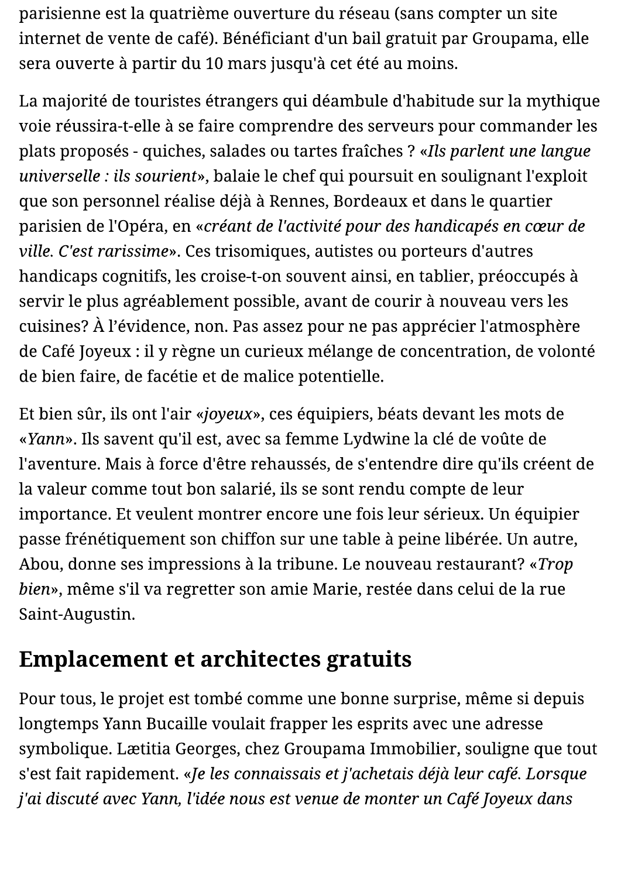parisienne est la quatrième ouverture du réseau (sans compter un site internet de vente de café). Bénéficiant d'un bail gratuit par Groupama, elle sera ouverte à partir du 10 mars jusqu'à cet été au moins.

La majorité de touristes étrangers qui déambule d'habitude sur la mythique voie réussira-t-elle à se faire comprendre des serveurs pour commander les plats proposés - quiches, salades ou tartes fraîches ? «*Ils parlent une langue universelle : ils sourient*», balaie le chef qui poursuit en soulignant l'exploit que son personnel réalise déjà à Rennes, Bordeaux et dans le quartier parisien de l'Opéra, en «*créant de l'activité pour des handicapés en cœur de ville. C'est rarissime*». Ces trisomiques, autistes ou porteurs d'autres handicaps cognitifs, les croise-t-on souvent ainsi, en tablier, préoccupés à servir le plus agréablement possible, avant de courir à nouveau vers les cuisines? À l'évidence, non. Pas assez pour ne pas apprécier l'atmosphère de Café Joyeux : il y règne un curieux mélange de concentration, de volonté de bien faire, de facétie et de malice potentielle.

Et bien sûr, ils ont l'air «*joyeux*», ces équipiers, béats devant les mots de «*Yann*». Ils savent qu'il est, avec sa femme Lydwine la clé de voûte de l'aventure. Mais à force d'être rehaussés, de s'entendre dire qu'ils créent de la valeur comme tout bon salarié, ils se sont rendu compte de leur importance. Et veulent montrer encore une fois leur sérieux. Un équipier passe frénétiquement son chiffon sur une table à peine libérée. Un autre, Abou, donne ses impressions à la tribune. Le nouveau restaurant? «*Trop bien*», même s'il va regretter son amie Marie, restée dans celui de la rue Saint-Augustin.

## Emplacement et architectes gratuits

Pour tous, le projet est tombé comme une bonne surprise, même si depuis longtemps Yann Bucaille voulait frapper les esprits avec une adresse symbolique. Lætitia Georges, chez Groupama Immobilier, souligne que tout s'est fait rapidement. «*Je les connaissais et j'achetais déjà leur café. Lorsque j'ai discuté avec Yann, l'idée nous est venue de monter un Café Joyeux dans*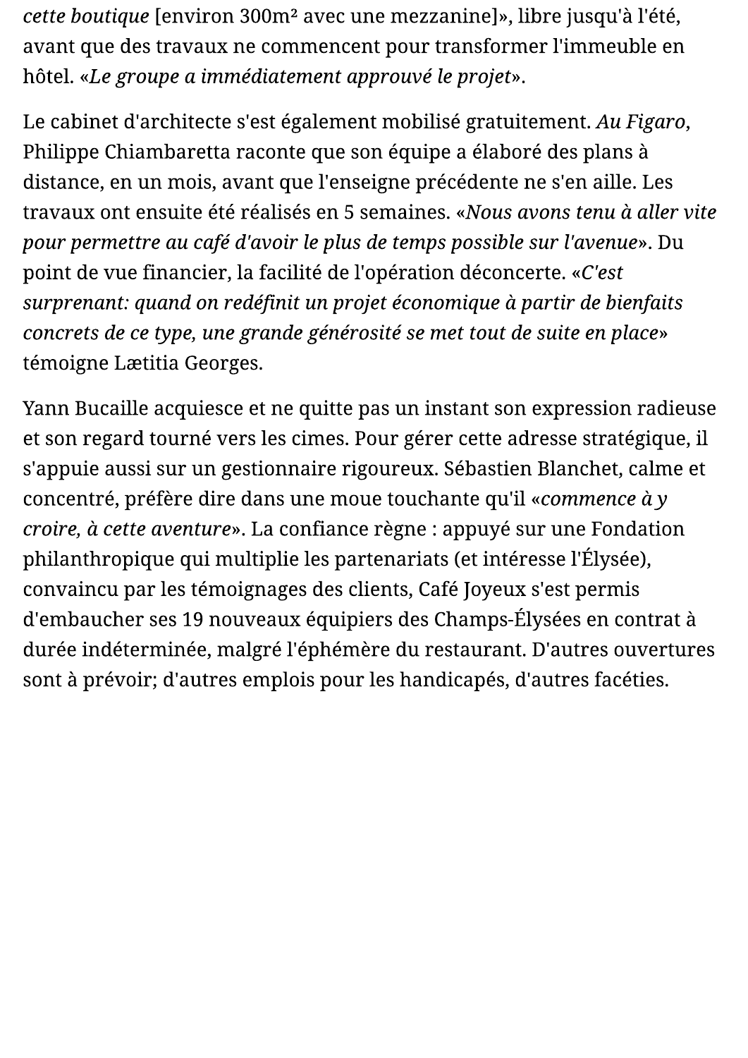*cette boutique* [environ 300m² avec une mezzanine]», libre jusqu'à l'été, avant que des travaux ne commencent pour transformer l'immeuble en hôtel. «*Le groupe a immédiatement approuvé le projet*».

Le cabinet d'architecte s'est également mobilisé gratuitement. *Au Figaro*, Philippe Chiambaretta raconte que son équipe a élaboré des plans à distance, en un mois, avant que l'enseigne précédente ne s'en aille. Les travaux ont ensuite été réalisés en 5 semaines. «*Nous avons tenu à aller vite pour permettre au café d'avoir le plus de temps possible sur l'avenue*». Du point de vue financier, la facilité de l'opération déconcerte. «*C'est surprenant: quand on redéfinit un projet économique à partir de bienfaits concrets de ce type, une grande générosité se met tout de suite en place*» témoigne Lætitia Georges.

Yann Bucaille acquiesce et ne quitte pas un instant son expression radieuse et son regard tourné vers les cimes. Pour gérer cette adresse stratégique, il s'appuie aussi sur un gestionnaire rigoureux. Sébastien Blanchet, calme et concentré, préfère dire dans une moue touchante qu'il «*commence à y croire, à cette aventure*». La confiance règne : appuyé sur une Fondation philanthropique qui multiplie les partenariats (et intéresse l'Élysée), convaincu par les témoignages des clients, Café Joyeux s'est permis d'embaucher ses 19 nouveaux équipiers des Champs-Élysées en contrat à durée indéterminée, malgré l'éphémère du restaurant. D'autres ouvertures sont à prévoir; d'autres emplois pour les handicapés, d'autres facéties.